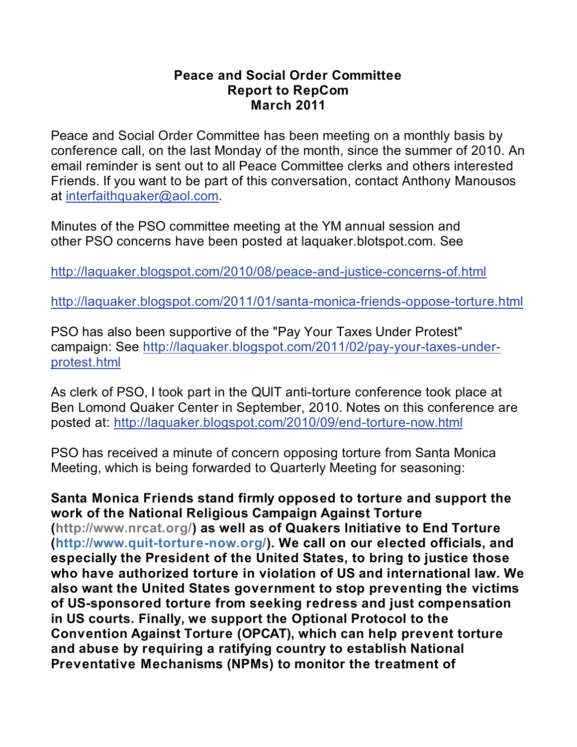**Peace and Social Order Committee**
**Report to RepCom**
**March 2011**

Peace and Social Order Committee has been meeting on a monthly basis by conference call, on the last Monday of the month, since the summer of 2010. An email reminder is sent out to all Peace Committee clerks and others interested Friends. If you want to be part of this conversation, contact Anthony Manousos at interfaithquaker@aol.com.

Minutes of the PSO committee meeting at the YM annual session and other PSO concerns have been posted at laquaker.blotspot.com. See

http://laquaker.blogspot.com/2010/08/peace-and-justice-concerns-of.html

http://laquaker.blogspot.com/2011/01/santa-monica-friends-oppose-torture.html

PSO has also been supportive of the "Pay Your Taxes Under Protest" campaign: See http://laquaker.blogspot.com/2011/02/pay-your-taxes-under-protest.html

As clerk of PSO, I took part in the QUIT anti-torture conference took place at Ben Lomond Quaker Center in September, 2010. Notes on this conference are posted at: http://laquaker.blogspot.com/2010/09/end-torture-now.html

PSO has received a minute of concern opposing torture from Santa Monica Meeting, which is being forwarded to Quarterly Meeting for seasoning:

**Santa Monica Friends stand firmly opposed to torture and support the work of the National Religious Campaign Against Torture (http://www.nrcat.org/) as well as of Quakers Initiative to End Torture (http://www.quit-torture-now.org/). We call on our elected officials, and especially the President of the United States, to bring to justice those who have authorized torture in violation of US and international law. We also want the United States government to stop preventing the victims of US-sponsored torture from seeking redress and just compensation in US courts. Finally, we support the Optional Protocol to the Convention Against Torture (OPCAT), which can help prevent torture and abuse by requiring a ratifying country to establish National Preventative Mechanisms (NPMs) to monitor the treatment of**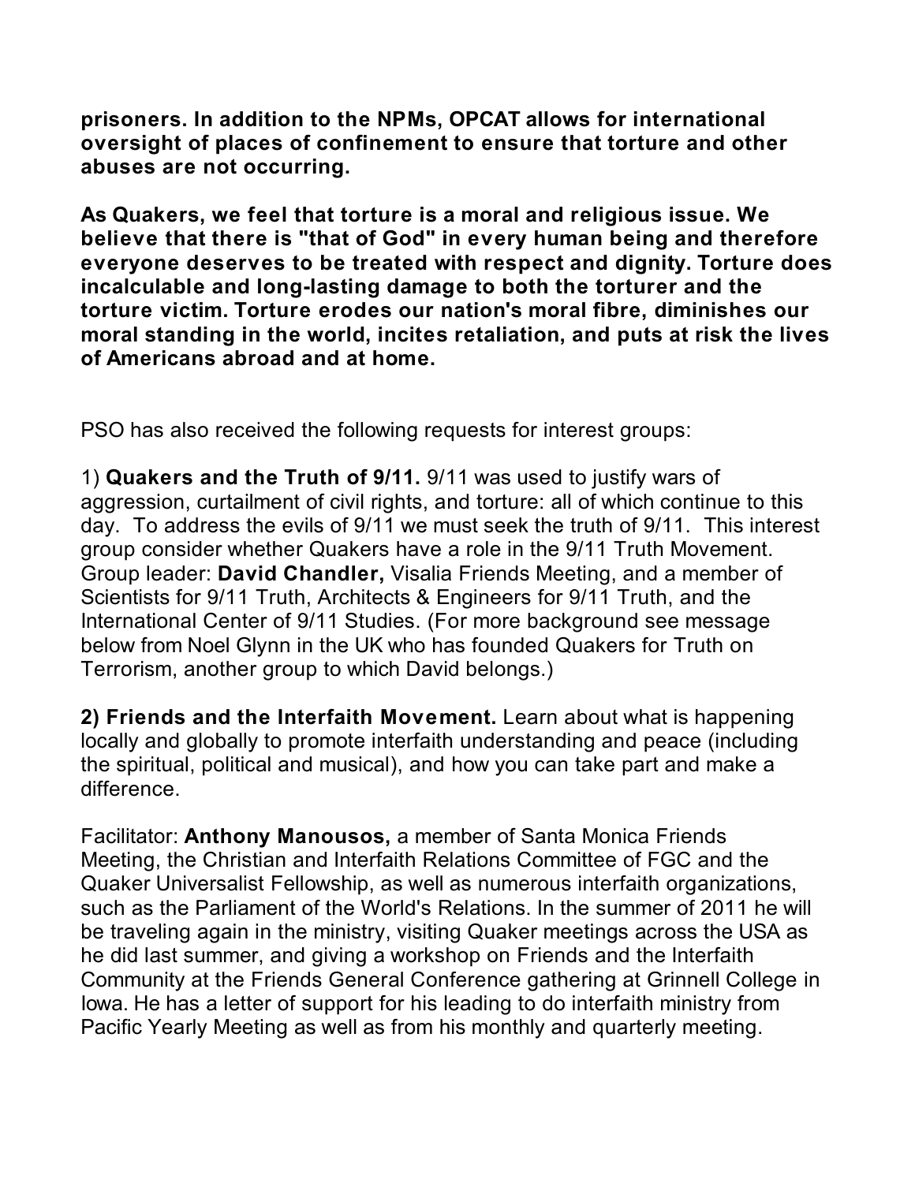**prisoners. In addition to the NPMs, OPCAT allows for international oversight of places of confinement to ensure that torture and other abuses are not occurring.**

**As Quakers, we feel that torture is a moral and religious issue. We believe that there is "that of God" in every human being and therefore everyone deserves to be treated with respect and dignity. Torture does incalculable and long-lasting damage to both the torturer and the torture victim. Torture erodes our nation's moral fibre, diminishes our moral standing in the world, incites retaliation, and puts at risk the lives of Americans abroad and at home.**

PSO has also received the following requests for interest groups:

1) **Quakers and the Truth of 9/11.** 9/11 was used to justify wars of aggression, curtailment of civil rights, and torture: all of which continue to this day. To address the evils of 9/11 we must seek the truth of 9/11. This interest group consider whether Quakers have a role in the 9/11 Truth Movement. Group leader: **David Chandler,** Visalia Friends Meeting, and a member of Scientists for 9/11 Truth, Architects & Engineers for 9/11 Truth, and the International Center of 9/11 Studies. (For more background see message below from Noel Glynn in the UK who has founded Quakers for Truth on Terrorism, another group to which David belongs.)

**2) Friends and the Interfaith Movement.** Learn about what is happening locally and globally to promote interfaith understanding and peace (including the spiritual, political and musical), and how you can take part and make a difference.

Facilitator: **Anthony Manousos,** a member of Santa Monica Friends Meeting, the Christian and Interfaith Relations Committee of FGC and the Quaker Universalist Fellowship, as well as numerous interfaith organizations, such as the Parliament of the World's Relations. In the summer of 2011 he will be traveling again in the ministry, visiting Quaker meetings across the USA as he did last summer, and giving a workshop on Friends and the Interfaith Community at the Friends General Conference gathering at Grinnell College in Iowa. He has a letter of support for his leading to do interfaith ministry from Pacific Yearly Meeting as well as from his monthly and quarterly meeting.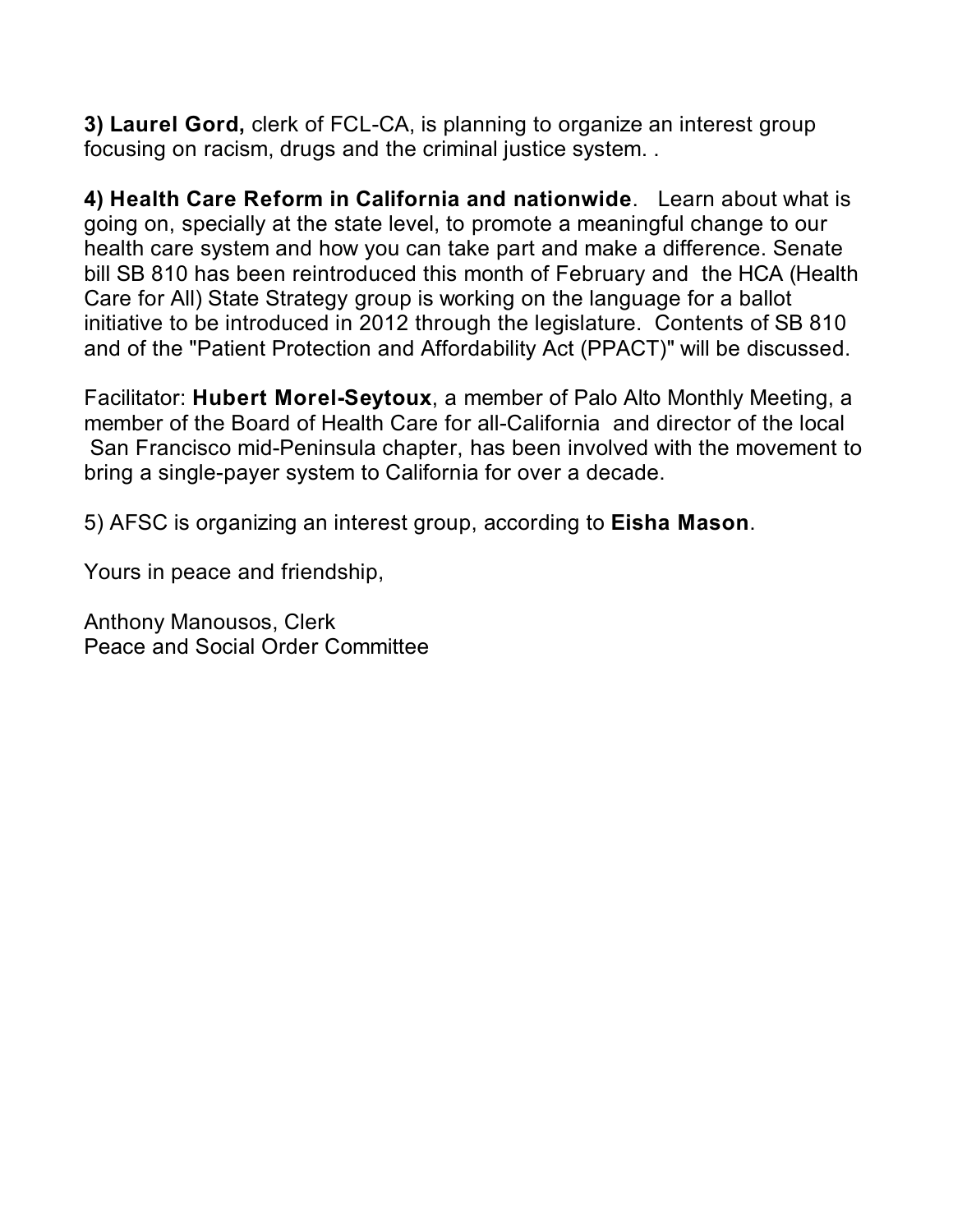**3) Laurel Gord,** clerk of FCL-CA, is planning to organize an interest group focusing on racism, drugs and the criminal justice system. .

**4) Health Care Reform in California and nationwide**. Learn about what is going on, specially at the state level, to promote a meaningful change to our health care system and how you can take part and make a difference. Senate bill SB 810 has been reintroduced this month of February and the HCA (Health Care for All) State Strategy group is working on the language for a ballot initiative to be introduced in 2012 through the legislature. Contents of SB 810 and of the "Patient Protection and Affordability Act (PPACT)" will be discussed.

Facilitator: **Hubert Morel-Seytoux**, a member of Palo Alto Monthly Meeting, a member of the Board of Health Care for all-California and director of the local San Francisco mid-Peninsula chapter, has been involved with the movement to bring a single-payer system to California for over a decade.

5) AFSC is organizing an interest group, according to **Eisha Mason**.

Yours in peace and friendship,

Anthony Manousos, Clerk
Peace and Social Order Committee